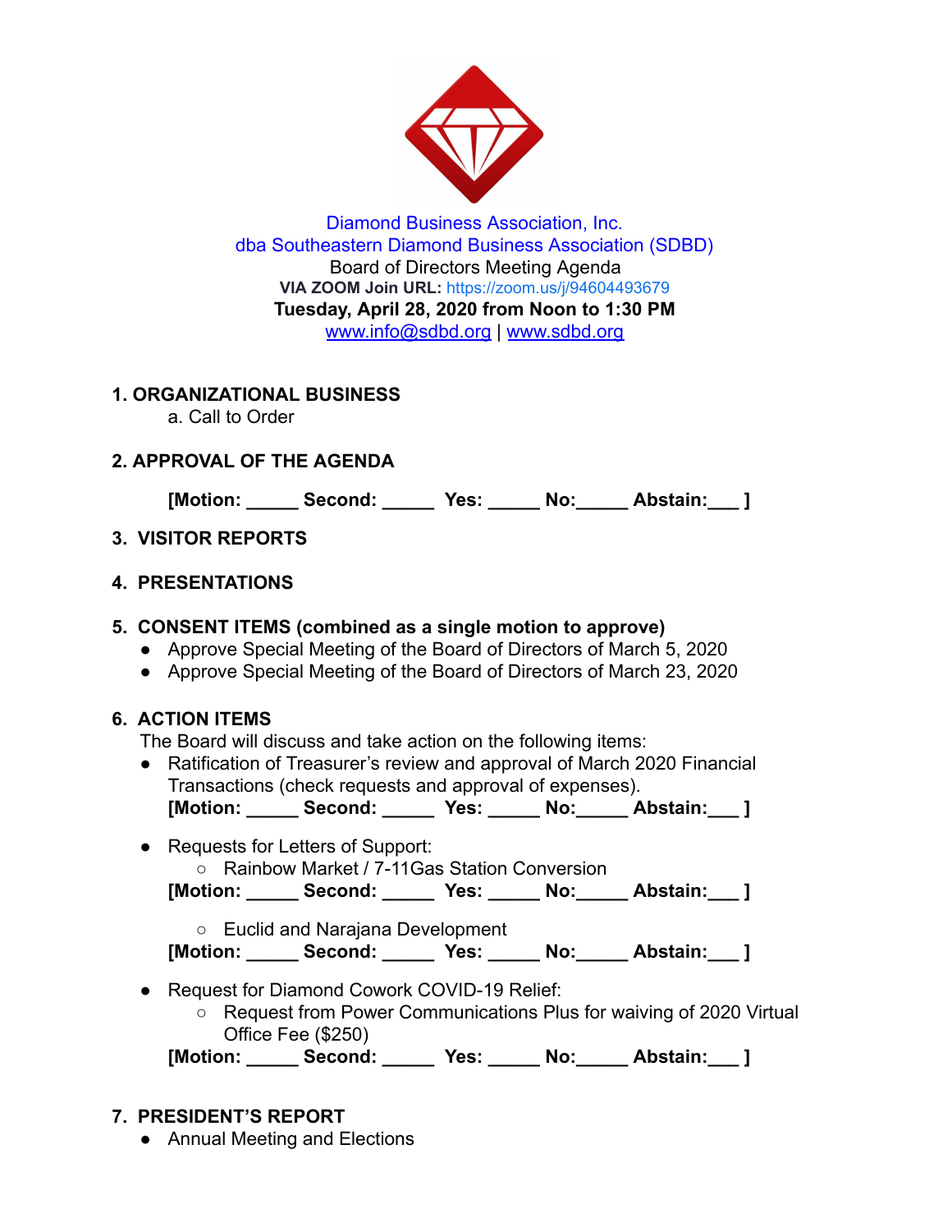Diamond Business Association, Inc.
dba Southeastern Diamond Business Association (SDBD)
Board of Directors Meeting Agenda
**VIA ZOOM Join URL:** https://zoom.us/j/94604493679
**Tuesday, April 28, 2020 from Noon to 1:30 PM**
www.info@sdbd.org | www.sdbd.org

## 1. ORGANIZATIONAL BUSINESS

a. Call to Order

## 2. APPROVAL OF THE AGENDA

**[Motion: _____ Second: _____ Yes: _____ No:_____ Abstain:___ ]**

## 3. VISITOR REPORTS

## 4. PRESENTATIONS

## 5. CONSENT ITEMS (combined as a single motion to approve)

- Approve Special Meeting of the Board of Directors of March 5, 2020
- Approve Special Meeting of the Board of Directors of March 23, 2020

## 6. ACTION ITEMS

The Board will discuss and take action on the following items:

- Ratification of Treasurer's review and approval of March 2020 Financial Transactions (check requests and approval of expenses).
  **[Motion: _____ Second: _____ Yes: _____ No:_____ Abstain:___ ]**

- Requests for Letters of Support:
  - Rainbow Market / 7-11Gas Station Conversion

  **[Motion: _____ Second: _____ Yes: _____ No:_____ Abstain:___ ]**

  - Euclid and Narajana Development

  **[Motion: _____ Second: _____ Yes: _____ No:_____ Abstain:___ ]**

- Request for Diamond Cowork COVID-19 Relief:
  - Request from Power Communications Plus for waiving of 2020 Virtual Office Fee ($250)

  **[Motion: _____ Second: _____ Yes: _____ No:_____ Abstain:___ ]**

## 7. PRESIDENT'S REPORT

- Annual Meeting and Elections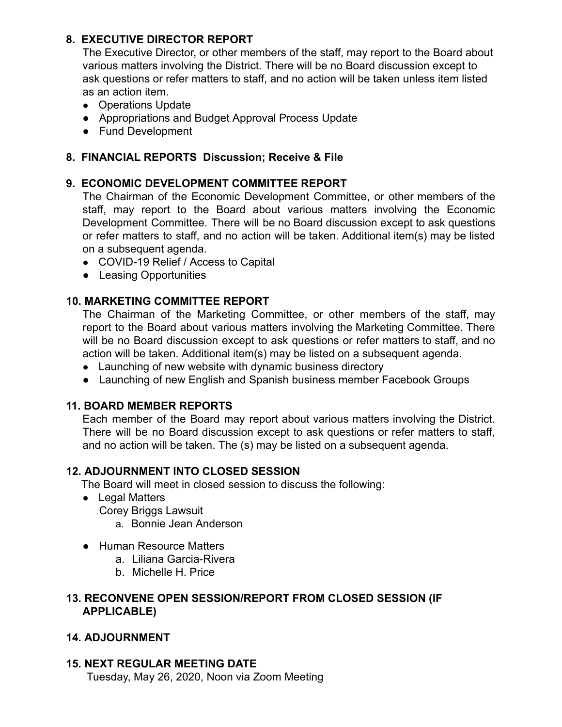**8. EXECUTIVE DIRECTOR REPORT**

The Executive Director, or other members of the staff, may report to the Board about various matters involving the District. There will be no Board discussion except to ask questions or refer matters to staff, and no action will be taken unless item listed as an action item.

- Operations Update
- Appropriations and Budget Approval Process Update
- Fund Development

**8. FINANCIAL REPORTS Discussion; Receive & File**

**9. ECONOMIC DEVELOPMENT COMMITTEE REPORT**

The Chairman of the Economic Development Committee, or other members of the staff, may report to the Board about various matters involving the Economic Development Committee. There will be no Board discussion except to ask questions or refer matters to staff, and no action will be taken. Additional item(s) may be listed on a subsequent agenda.

- COVID-19 Relief / Access to Capital
- Leasing Opportunities

**10. MARKETING COMMITTEE REPORT**

The Chairman of the Marketing Committee, or other members of the staff, may report to the Board about various matters involving the Marketing Committee. There will be no Board discussion except to ask questions or refer matters to staff, and no action will be taken. Additional item(s) may be listed on a subsequent agenda.

- Launching of new website with dynamic business directory
- Launching of new English and Spanish business member Facebook Groups

**11. BOARD MEMBER REPORTS**

Each member of the Board may report about various matters involving the District. There will be no Board discussion except to ask questions or refer matters to staff, and no action will be taken. The (s) may be listed on a subsequent agenda.

**12. ADJOURNMENT INTO CLOSED SESSION**

The Board will meet in closed session to discuss the following:

- Legal Matters
  Corey Briggs Lawsuit
    a. Bonnie Jean Anderson
- Human Resource Matters
    a. Liliana Garcia-Rivera
    b. Michelle H. Price

**13. RECONVENE OPEN SESSION/REPORT FROM CLOSED SESSION (IF APPLICABLE)**

**14. ADJOURNMENT**

**15. NEXT REGULAR MEETING DATE**

Tuesday, May 26, 2020, Noon via Zoom Meeting